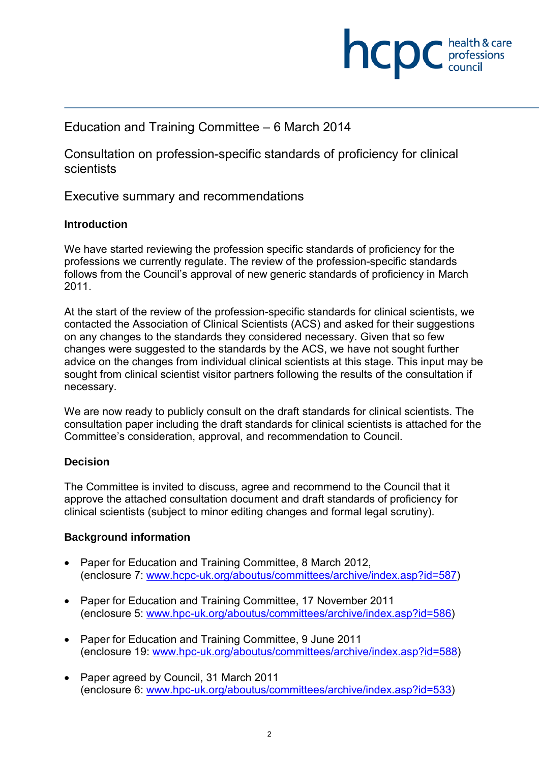# Education and Training Committee – 6 March 2014

## Consultation on profession-specific standards of proficiency for clinical scientists

## Executive summary and recommendations

**Introduction**

We have started reviewing the profession specific standards of proficiency for the professions we currently regulate. The review of the profession-specific standards follows from the Council's approval of new generic standards of proficiency in March 2011.

At the start of the review of the profession-specific standards for clinical scientists, we contacted the Association of Clinical Scientists (ACS) and asked for their suggestions on any changes to the standards they considered necessary. Given that so few changes were suggested to the standards by the ACS, we have not sought further advice on the changes from individual clinical scientists at this stage. This input may be sought from clinical scientist visitor partners following the results of the consultation if necessary.

We are now ready to publicly consult on the draft standards for clinical scientists. The consultation paper including the draft standards for clinical scientists is attached for the Committee's consideration, approval, and recommendation to Council.

**Decision**

The Committee is invited to discuss, agree and recommend to the Council that it approve the attached consultation document and draft standards of proficiency for clinical scientists (subject to minor editing changes and formal legal scrutiny).

**Background information**

- Paper for Education and Training Committee, 8 March 2012, (enclosure 7: www.hcpc-uk.org/aboutus/committees/archive/index.asp?id=587)
- Paper for Education and Training Committee, 17 November 2011 (enclosure 5: www.hpc-uk.org/aboutus/committees/archive/index.asp?id=586)
- Paper for Education and Training Committee, 9 June 2011 (enclosure 19: www.hpc-uk.org/aboutus/committees/archive/index.asp?id=588)
- Paper agreed by Council, 31 March 2011 (enclosure 6: www.hpc-uk.org/aboutus/committees/archive/index.asp?id=533)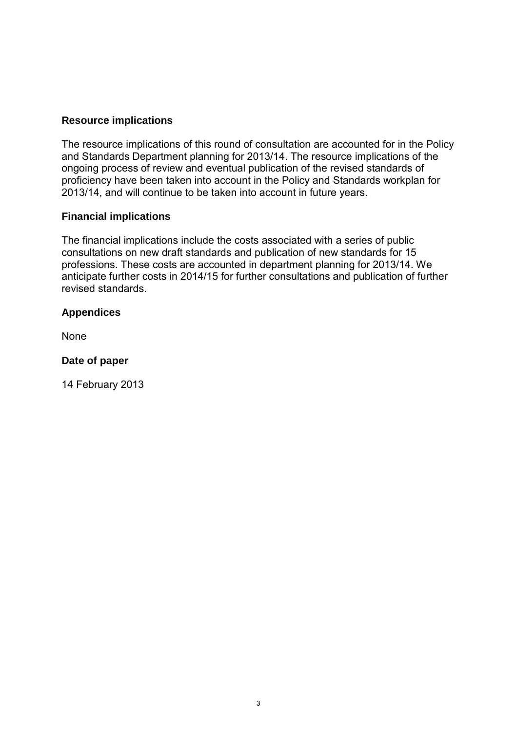## Resource implications

The resource implications of this round of consultation are accounted for in the Policy and Standards Department planning for 2013/14. The resource implications of the ongoing process of review and eventual publication of the revised standards of proficiency have been taken into account in the Policy and Standards workplan for 2013/14, and will continue to be taken into account in future years.

## Financial implications

The financial implications include the costs associated with a series of public consultations on new draft standards and publication of new standards for 15 professions. These costs are accounted in department planning for 2013/14. We anticipate further costs in 2014/15 for further consultations and publication of further revised standards.

## Appendices

None

## Date of paper

14 February 2013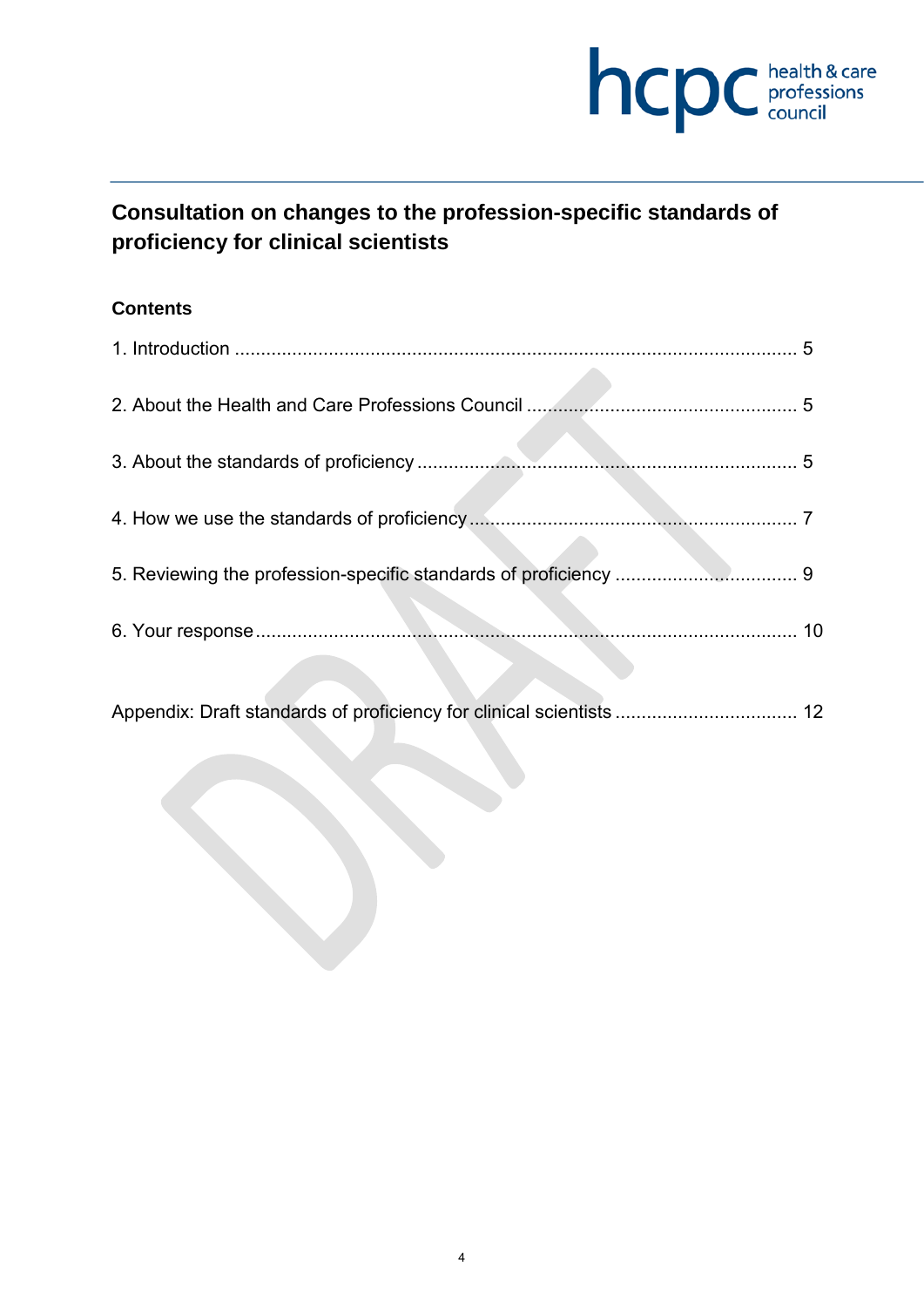## Consultation on changes to the profession-specific standards of proficiency for clinical scientists

**Contents**

1. Introduction .......................................................................................................... 5

2. About the Health and Care Professions Council ................................................... 5

3. About the standards of proficiency ........................................................................ 5

4. How we use the standards of proficiency .............................................................. 7

5. Reviewing the profession-specific standards of proficiency .................................. 9

6. Your response ...................................................................................................... 10

Appendix: Draft standards of proficiency for clinical scientists .................................. 12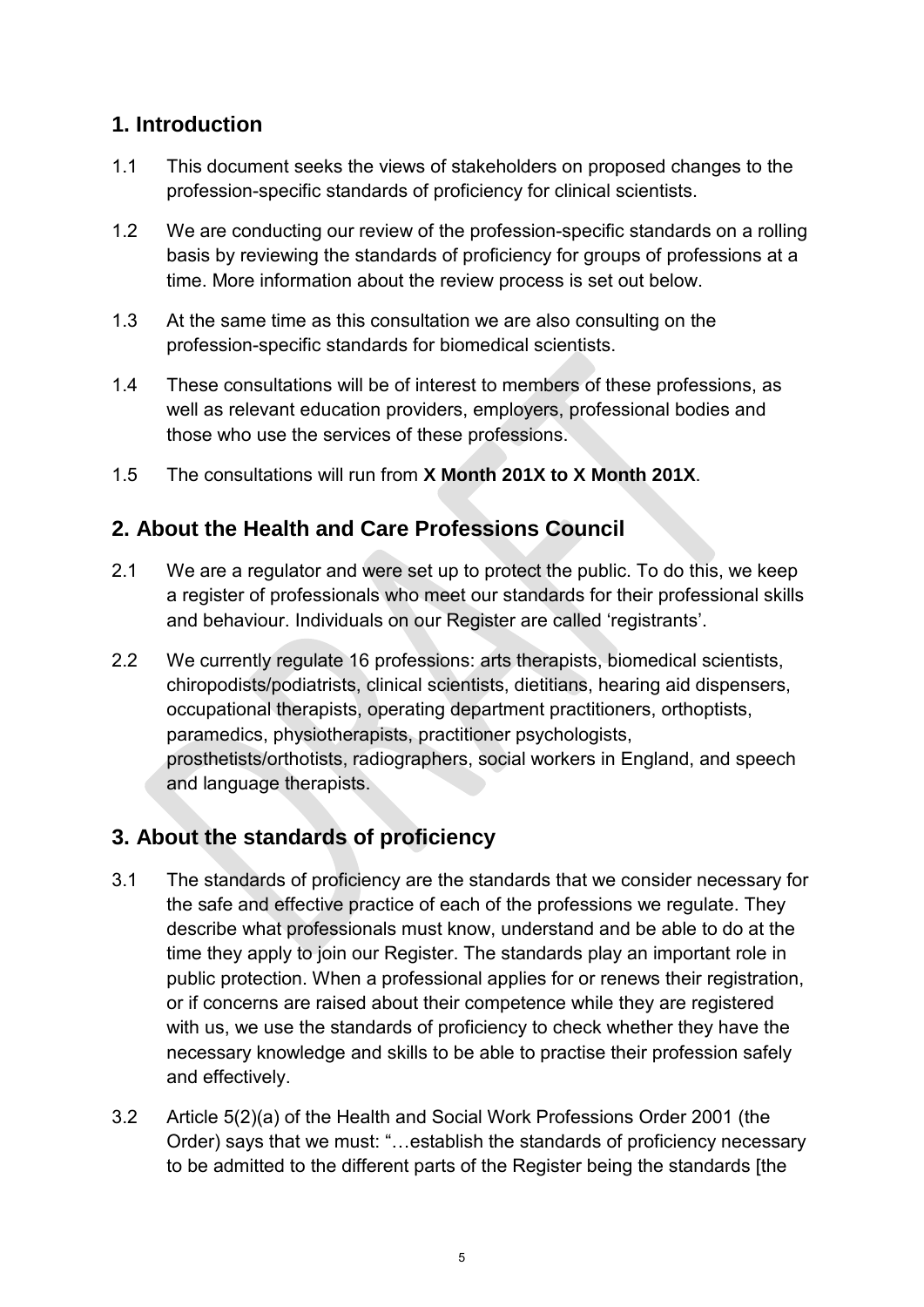## 1. Introduction

1.1 This document seeks the views of stakeholders on proposed changes to the profession-specific standards of proficiency for clinical scientists.

1.2 We are conducting our review of the profession-specific standards on a rolling basis by reviewing the standards of proficiency for groups of professions at a time. More information about the review process is set out below.

1.3 At the same time as this consultation we are also consulting on the profession-specific standards for biomedical scientists.

1.4 These consultations will be of interest to members of these professions, as well as relevant education providers, employers, professional bodies and those who use the services of these professions.

1.5 The consultations will run from **X Month 201X to X Month 201X**.

## 2. About the Health and Care Professions Council

2.1 We are a regulator and were set up to protect the public. To do this, we keep a register of professionals who meet our standards for their professional skills and behaviour. Individuals on our Register are called 'registrants'.

2.2 We currently regulate 16 professions: arts therapists, biomedical scientists, chiropodists/podiatrists, clinical scientists, dietitians, hearing aid dispensers, occupational therapists, operating department practitioners, orthoptists, paramedics, physiotherapists, practitioner psychologists, prosthetists/orthotists, radiographers, social workers in England, and speech and language therapists.

## 3. About the standards of proficiency

3.1 The standards of proficiency are the standards that we consider necessary for the safe and effective practice of each of the professions we regulate. They describe what professionals must know, understand and be able to do at the time they apply to join our Register. The standards play an important role in public protection. When a professional applies for or renews their registration, or if concerns are raised about their competence while they are registered with us, we use the standards of proficiency to check whether they have the necessary knowledge and skills to be able to practise their profession safely and effectively.

3.2 Article 5(2)(a) of the Health and Social Work Professions Order 2001 (the Order) says that we must: "…establish the standards of proficiency necessary to be admitted to the different parts of the Register being the standards [the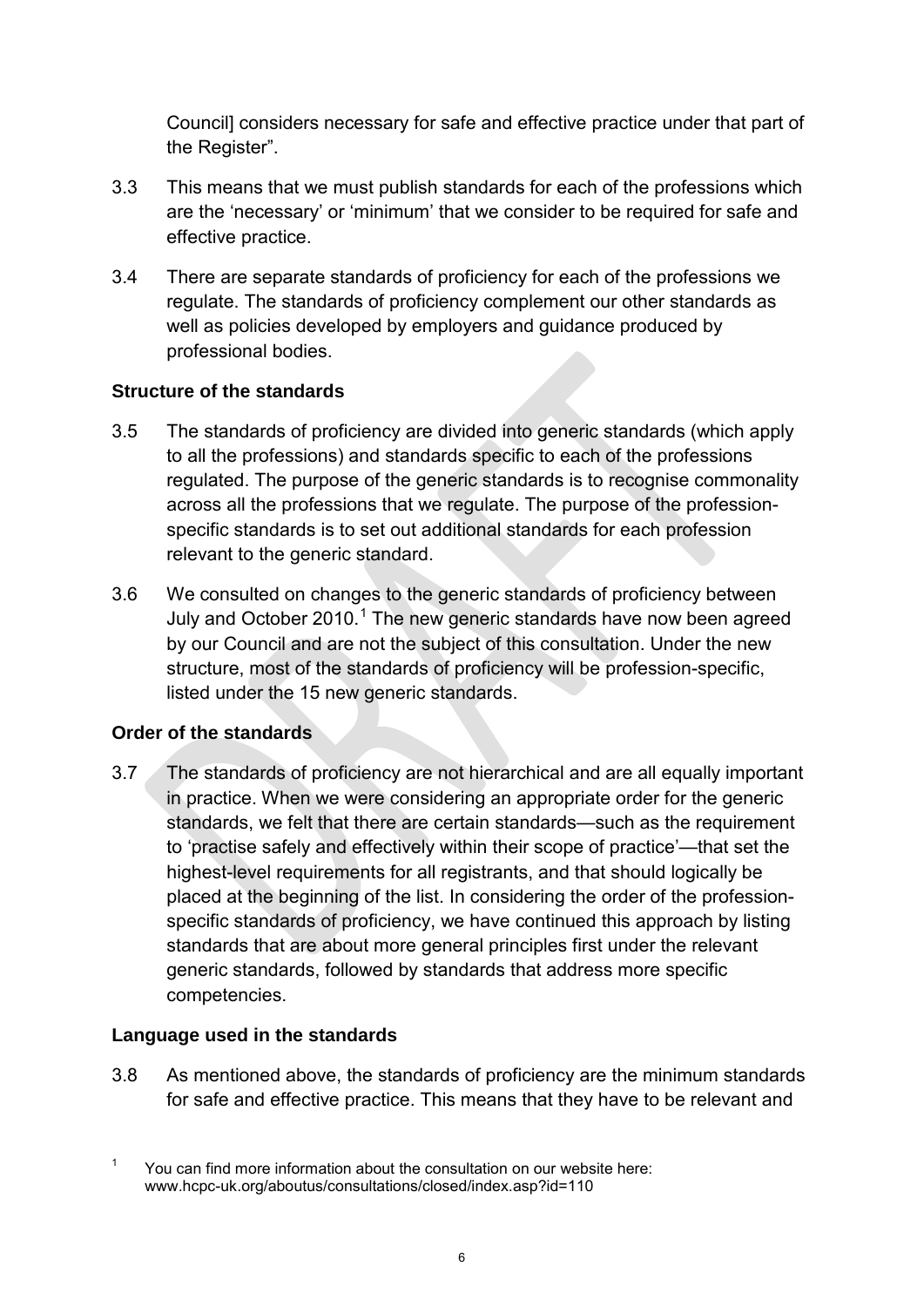Council] considers necessary for safe and effective practice under that part of the Register".

3.3 This means that we must publish standards for each of the professions which are the 'necessary' or 'minimum' that we consider to be required for safe and effective practice.

3.4 There are separate standards of proficiency for each of the professions we regulate. The standards of proficiency complement our other standards as well as policies developed by employers and guidance produced by professional bodies.

**Structure of the standards**

3.5 The standards of proficiency are divided into generic standards (which apply to all the professions) and standards specific to each of the professions regulated. The purpose of the generic standards is to recognise commonality across all the professions that we regulate. The purpose of the profession-specific standards is to set out additional standards for each profession relevant to the generic standard.

3.6 We consulted on changes to the generic standards of proficiency between July and October 2010.[1] The new generic standards have now been agreed by our Council and are not the subject of this consultation. Under the new structure, most of the standards of proficiency will be profession-specific, listed under the 15 new generic standards.

**Order of the standards**

3.7 The standards of proficiency are not hierarchical and are all equally important in practice. When we were considering an appropriate order for the generic standards, we felt that there are certain standards—such as the requirement to 'practise safely and effectively within their scope of practice'—that set the highest-level requirements for all registrants, and that should logically be placed at the beginning of the list. In considering the order of the profession-specific standards of proficiency, we have continued this approach by listing standards that are about more general principles first under the relevant generic standards, followed by standards that address more specific competencies.

**Language used in the standards**

3.8 As mentioned above, the standards of proficiency are the minimum standards for safe and effective practice. This means that they have to be relevant and

[1] You can find more information about the consultation on our website here: www.hcpc-uk.org/aboutus/consultations/closed/index.asp?id=110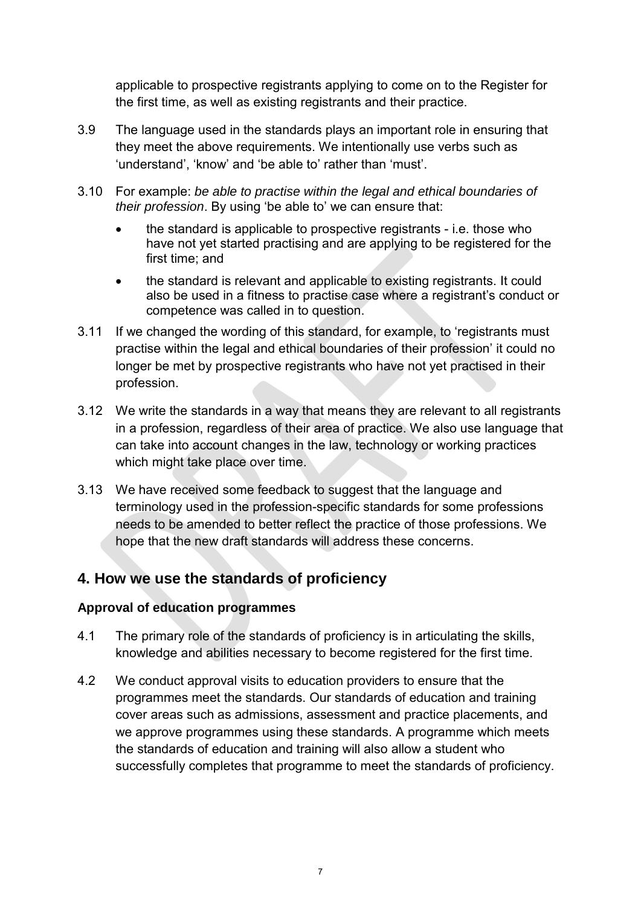applicable to prospective registrants applying to come on to the Register for the first time, as well as existing registrants and their practice.

3.9 The language used in the standards plays an important role in ensuring that they meet the above requirements. We intentionally use verbs such as 'understand', 'know' and 'be able to' rather than 'must'.

3.10 For example: *be able to practise within the legal and ethical boundaries of their profession*. By using 'be able to' we can ensure that:

- the standard is applicable to prospective registrants - i.e. those who have not yet started practising and are applying to be registered for the first time; and
- the standard is relevant and applicable to existing registrants. It could also be used in a fitness to practise case where a registrant's conduct or competence was called in to question.

3.11 If we changed the wording of this standard, for example, to 'registrants must practise within the legal and ethical boundaries of their profession' it could no longer be met by prospective registrants who have not yet practised in their profession.

3.12 We write the standards in a way that means they are relevant to all registrants in a profession, regardless of their area of practice. We also use language that can take into account changes in the law, technology or working practices which might take place over time.

3.13 We have received some feedback to suggest that the language and terminology used in the profession-specific standards for some professions needs to be amended to better reflect the practice of those professions. We hope that the new draft standards will address these concerns.

## 4. How we use the standards of proficiency

### Approval of education programmes

4.1 The primary role of the standards of proficiency is in articulating the skills, knowledge and abilities necessary to become registered for the first time.

4.2 We conduct approval visits to education providers to ensure that the programmes meet the standards. Our standards of education and training cover areas such as admissions, assessment and practice placements, and we approve programmes using these standards. A programme which meets the standards of education and training will also allow a student who successfully completes that programme to meet the standards of proficiency.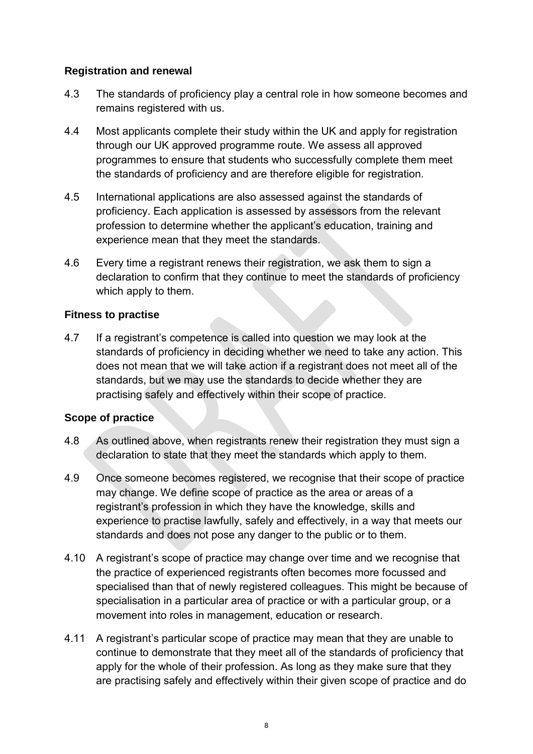### Registration and renewal

4.3 The standards of proficiency play a central role in how someone becomes and remains registered with us.

4.4 Most applicants complete their study within the UK and apply for registration through our UK approved programme route. We assess all approved programmes to ensure that students who successfully complete them meet the standards of proficiency and are therefore eligible for registration.

4.5 International applications are also assessed against the standards of proficiency. Each application is assessed by assessors from the relevant profession to determine whether the applicant's education, training and experience mean that they meet the standards.

4.6 Every time a registrant renews their registration, we ask them to sign a declaration to confirm that they continue to meet the standards of proficiency which apply to them.

### Fitness to practise

4.7 If a registrant's competence is called into question we may look at the standards of proficiency in deciding whether we need to take any action. This does not mean that we will take action if a registrant does not meet all of the standards, but we may use the standards to decide whether they are practising safely and effectively within their scope of practice.

### Scope of practice

4.8 As outlined above, when registrants renew their registration they must sign a declaration to state that they meet the standards which apply to them.

4.9 Once someone becomes registered, we recognise that their scope of practice may change. We define scope of practice as the area or areas of a registrant's profession in which they have the knowledge, skills and experience to practise lawfully, safely and effectively, in a way that meets our standards and does not pose any danger to the public or to them.

4.10 A registrant's scope of practice may change over time and we recognise that the practice of experienced registrants often becomes more focussed and specialised than that of newly registered colleagues. This might be because of specialisation in a particular area of practice or with a particular group, or a movement into roles in management, education or research.

4.11 A registrant's particular scope of practice may mean that they are unable to continue to demonstrate that they meet all of the standards of proficiency that apply for the whole of their profession. As long as they make sure that they are practising safely and effectively within their given scope of practice and do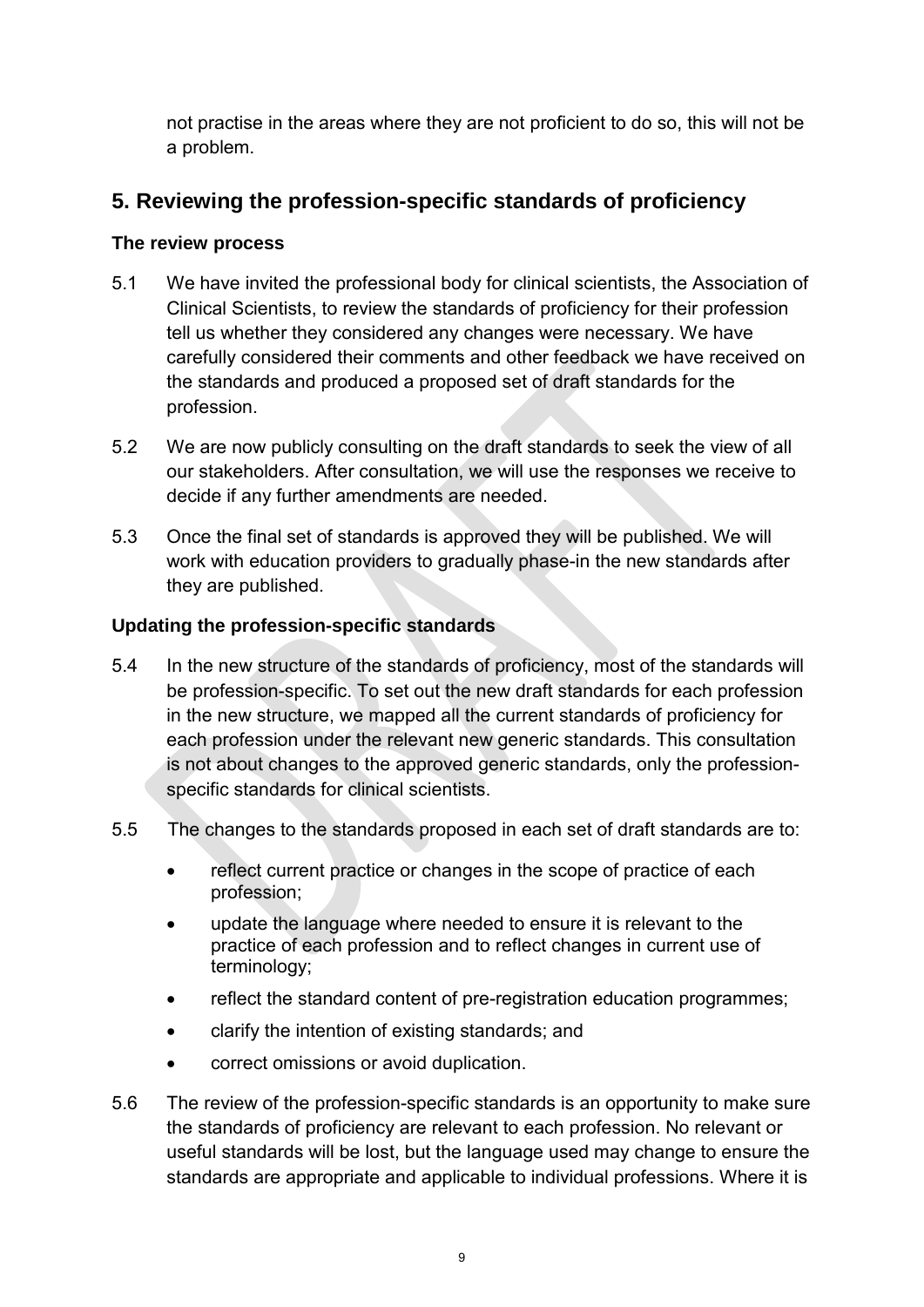not practise in the areas where they are not proficient to do so, this will not be a problem.

## 5. Reviewing the profession-specific standards of proficiency

### The review process

5.1 We have invited the professional body for clinical scientists, the Association of Clinical Scientists, to review the standards of proficiency for their profession tell us whether they considered any changes were necessary. We have carefully considered their comments and other feedback we have received on the standards and produced a proposed set of draft standards for the profession.

5.2 We are now publicly consulting on the draft standards to seek the view of all our stakeholders. After consultation, we will use the responses we receive to decide if any further amendments are needed.

5.3 Once the final set of standards is approved they will be published. We will work with education providers to gradually phase-in the new standards after they are published.

### Updating the profession-specific standards

5.4 In the new structure of the standards of proficiency, most of the standards will be profession-specific. To set out the new draft standards for each profession in the new structure, we mapped all the current standards of proficiency for each profession under the relevant new generic standards. This consultation is not about changes to the approved generic standards, only the profession-specific standards for clinical scientists.

5.5 The changes to the standards proposed in each set of draft standards are to:

- reflect current practice or changes in the scope of practice of each profession;
- update the language where needed to ensure it is relevant to the practice of each profession and to reflect changes in current use of terminology;
- reflect the standard content of pre-registration education programmes;
- clarify the intention of existing standards; and
- correct omissions or avoid duplication.

5.6 The review of the profession-specific standards is an opportunity to make sure the standards of proficiency are relevant to each profession. No relevant or useful standards will be lost, but the language used may change to ensure the standards are appropriate and applicable to individual professions. Where it is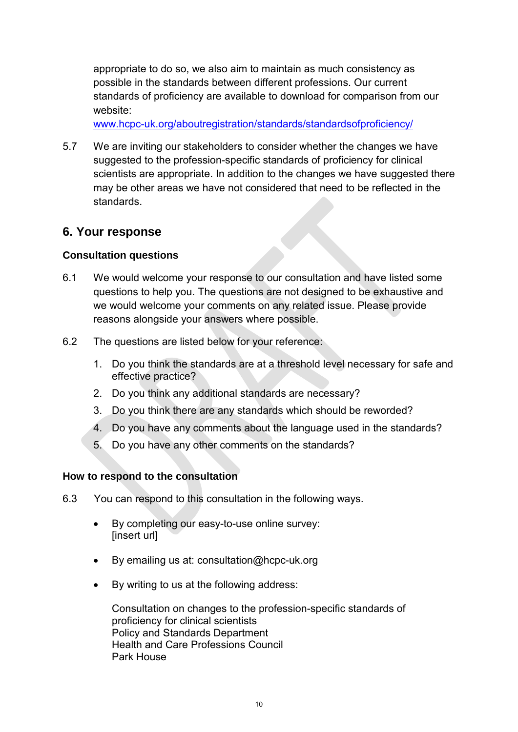appropriate to do so, we also aim to maintain as much consistency as possible in the standards between different professions. Our current standards of proficiency are available to download for comparison from our website:
www.hcpc-uk.org/aboutregistration/standards/standardsofproficiency/

5.7 We are inviting our stakeholders to consider whether the changes we have suggested to the profession-specific standards of proficiency for clinical scientists are appropriate. In addition to the changes we have suggested there may be other areas we have not considered that need to be reflected in the standards.

## 6. Your response

### Consultation questions

6.1 We would welcome your response to our consultation and have listed some questions to help you. The questions are not designed to be exhaustive and we would welcome your comments on any related issue. Please provide reasons alongside your answers where possible.

6.2 The questions are listed below for your reference:

1. Do you think the standards are at a threshold level necessary for safe and effective practice?
2. Do you think any additional standards are necessary?
3. Do you think there are any standards which should be reworded?
4. Do you have any comments about the language used in the standards?
5. Do you have any other comments on the standards?

### How to respond to the consultation

6.3 You can respond to this consultation in the following ways.

- By completing our easy-to-use online survey:
  [insert url]

- By emailing us at: consultation@hcpc-uk.org

- By writing to us at the following address:

  Consultation on changes to the profession-specific standards of proficiency for clinical scientists
  Policy and Standards Department
  Health and Care Professions Council
  Park House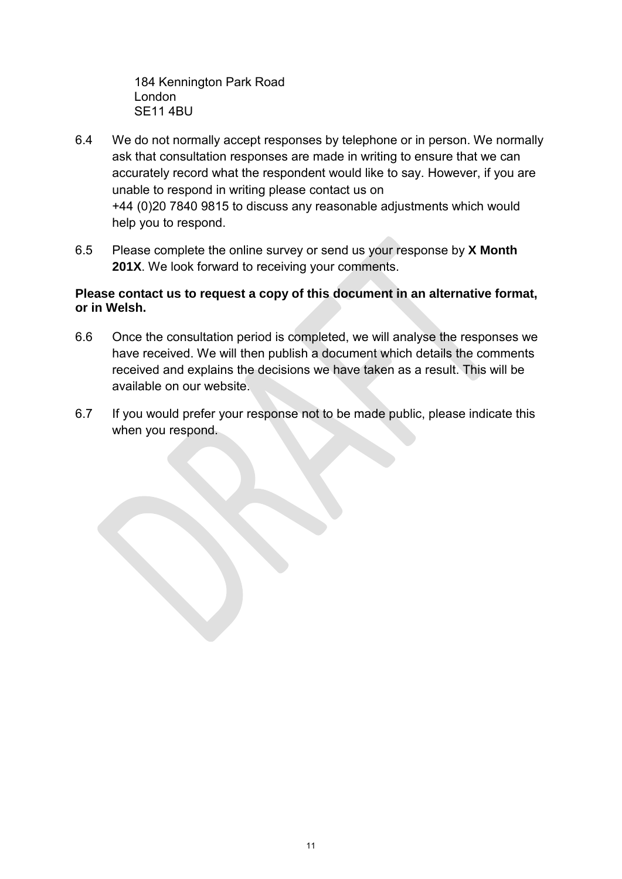184 Kennington Park Road
London
SE11 4BU

6.4 We do not normally accept responses by telephone or in person. We normally ask that consultation responses are made in writing to ensure that we can accurately record what the respondent would like to say. However, if you are unable to respond in writing please contact us on +44 (0)20 7840 9815 to discuss any reasonable adjustments which would help you to respond.

6.5 Please complete the online survey or send us your response by **X Month 201X**. We look forward to receiving your comments.

**Please contact us to request a copy of this document in an alternative format, or in Welsh.**

6.6 Once the consultation period is completed, we will analyse the responses we have received. We will then publish a document which details the comments received and explains the decisions we have taken as a result. This will be available on our website.

6.7 If you would prefer your response not to be made public, please indicate this when you respond.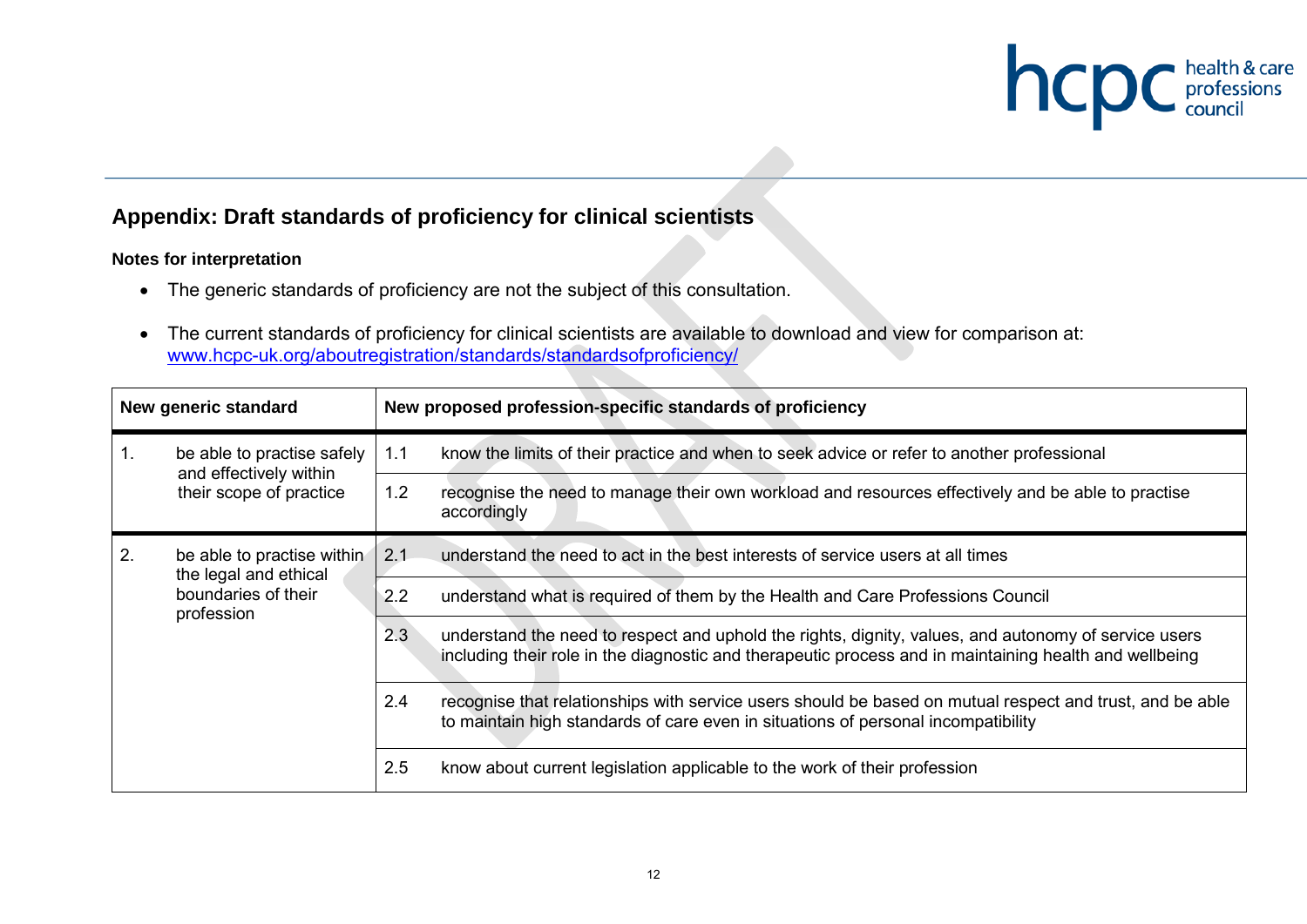## Appendix: Draft standards of proficiency for clinical scientists

**Notes for interpretation**

- The generic standards of proficiency are not the subject of this consultation.
- The current standards of proficiency for clinical scientists are available to download and view for comparison at: www.hcpc-uk.org/aboutregistration/standards/standardsofproficiency/

| New generic standard | | New proposed profession-specific standards of proficiency | |
|---|---|---|---|
| 1. | be able to practise safely and effectively within their scope of practice | 1.1 | know the limits of their practice and when to seek advice or refer to another professional |
| | | 1.2 | recognise the need to manage their own workload and resources effectively and be able to practise accordingly |
| 2. | be able to practise within the legal and ethical boundaries of their profession | 2.1 | understand the need to act in the best interests of service users at all times |
| | | 2.2 | understand what is required of them by the Health and Care Professions Council |
| | | 2.3 | understand the need to respect and uphold the rights, dignity, values, and autonomy of service users including their role in the diagnostic and therapeutic process and in maintaining health and wellbeing |
| | | 2.4 | recognise that relationships with service users should be based on mutual respect and trust, and be able to maintain high standards of care even in situations of personal incompatibility |
| | | 2.5 | know about current legislation applicable to the work of their profession |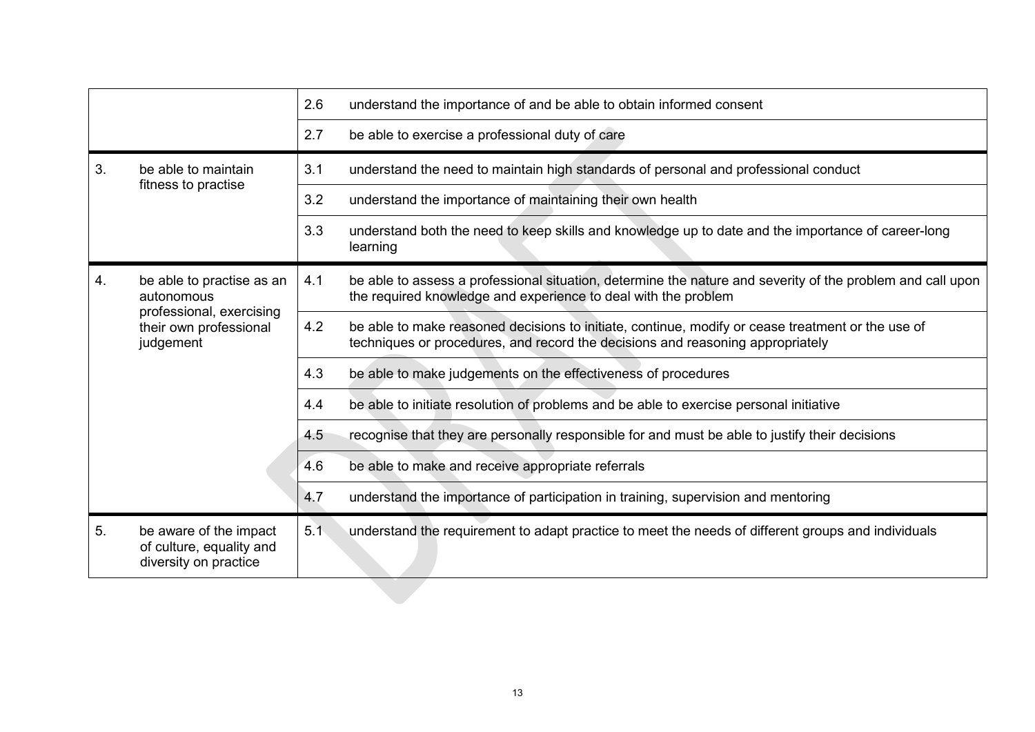| | | | |
|---|---|---|---|
| | | 2.6 | understand the importance of and be able to obtain informed consent |
| | | 2.7 | be able to exercise a professional duty of care |
| 3. | be able to maintain fitness to practise | 3.1 | understand the need to maintain high standards of personal and professional conduct |
| | | 3.2 | understand the importance of maintaining their own health |
| | | 3.3 | understand both the need to keep skills and knowledge up to date and the importance of career-long learning |
| 4. | be able to practise as an autonomous professional, exercising their own professional judgement | 4.1 | be able to assess a professional situation, determine the nature and severity of the problem and call upon the required knowledge and experience to deal with the problem |
| | | 4.2 | be able to make reasoned decisions to initiate, continue, modify or cease treatment or the use of techniques or procedures, and record the decisions and reasoning appropriately |
| | | 4.3 | be able to make judgements on the effectiveness of procedures |
| | | 4.4 | be able to initiate resolution of problems and be able to exercise personal initiative |
| | | 4.5 | recognise that they are personally responsible for and must be able to justify their decisions |
| | | 4.6 | be able to make and receive appropriate referrals |
| | | 4.7 | understand the importance of participation in training, supervision and mentoring |
| 5. | be aware of the impact of culture, equality and diversity on practice | 5.1 | understand the requirement to adapt practice to meet the needs of different groups and individuals |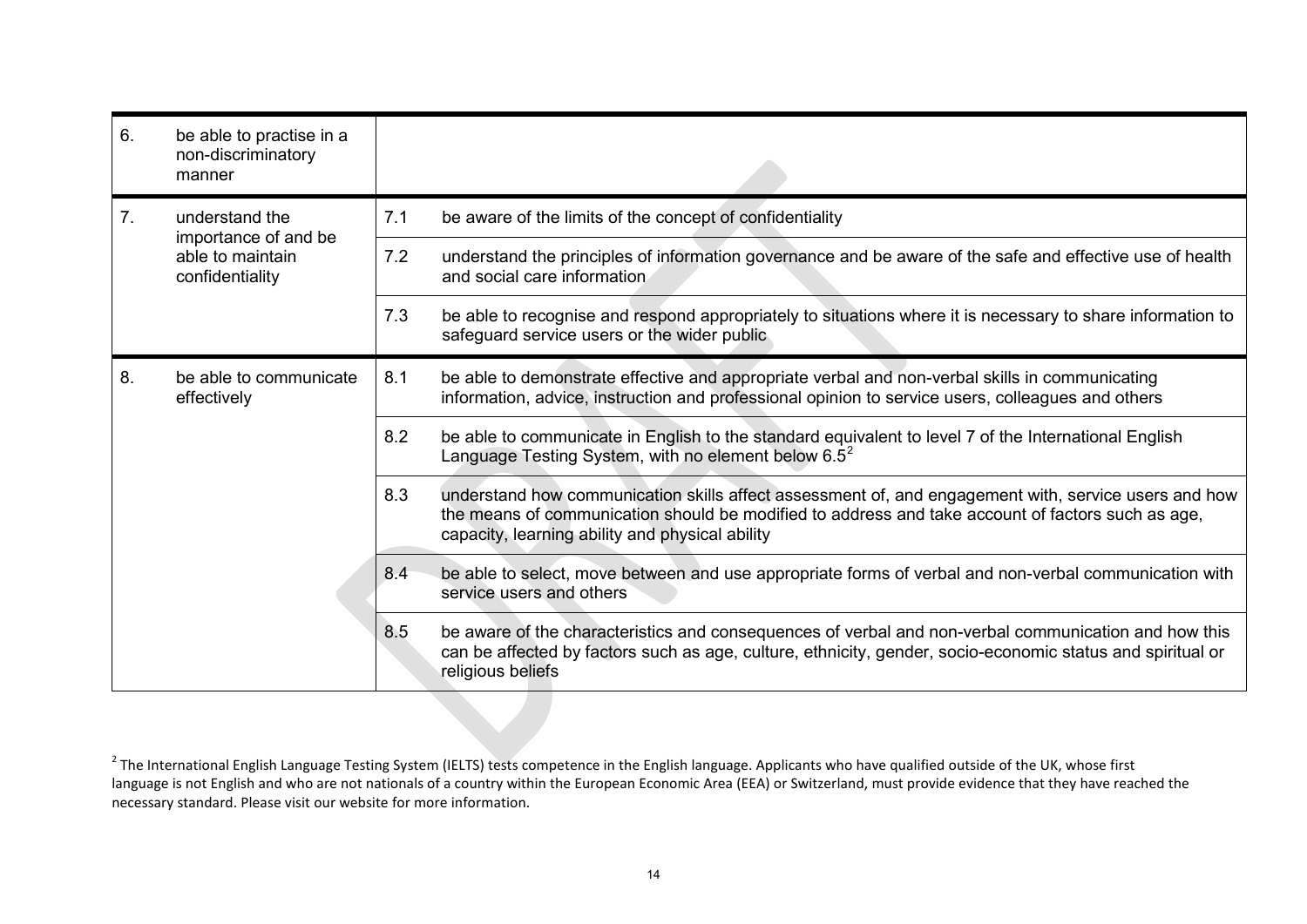| | | | |
|---|---|---|---|
| 6. | be able to practise in a non-discriminatory manner | | |
| 7. | understand the importance of and be able to maintain confidentiality | 7.1 | be aware of the limits of the concept of confidentiality |
| | | 7.2 | understand the principles of information governance and be aware of the safe and effective use of health and social care information |
| | | 7.3 | be able to recognise and respond appropriately to situations where it is necessary to share information to safeguard service users or the wider public |
| 8. | be able to communicate effectively | 8.1 | be able to demonstrate effective and appropriate verbal and non-verbal skills in communicating information, advice, instruction and professional opinion to service users, colleagues and others |
| | | 8.2 | be able to communicate in English to the standard equivalent to level 7 of the International English Language Testing System, with no element below 6.5[2] |
| | | 8.3 | understand how communication skills affect assessment of, and engagement with, service users and how the means of communication should be modified to address and take account of factors such as age, capacity, learning ability and physical ability |
| | | 8.4 | be able to select, move between and use appropriate forms of verbal and non-verbal communication with service users and others |
| | | 8.5 | be aware of the characteristics and consequences of verbal and non-verbal communication and how this can be affected by factors such as age, culture, ethnicity, gender, socio-economic status and spiritual or religious beliefs |

[2] The International English Language Testing System (IELTS) tests competence in the English language. Applicants who have qualified outside of the UK, whose first language is not English and who are not nationals of a country within the European Economic Area (EEA) or Switzerland, must provide evidence that they have reached the necessary standard. Please visit our website for more information.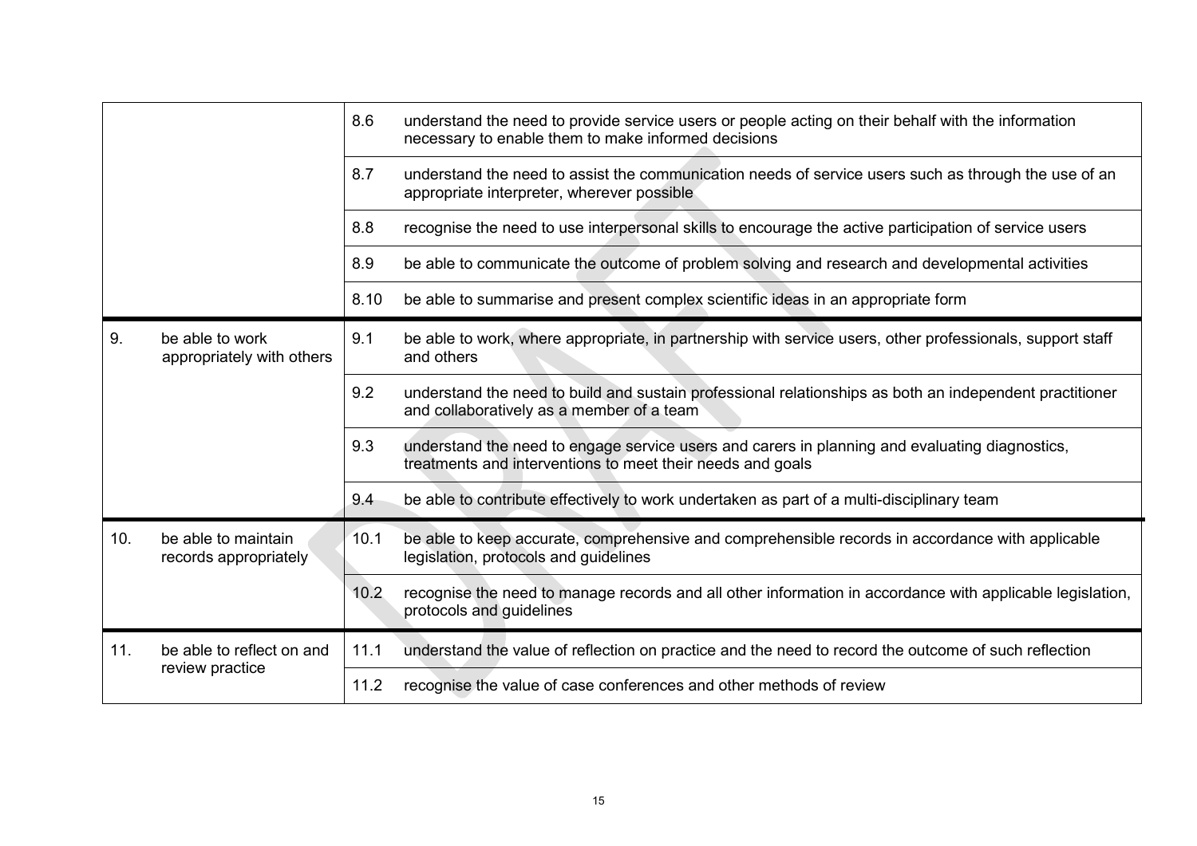| | | |
|---|---|---|
| | 8.6 | understand the need to provide service users or people acting on their behalf with the information necessary to enable them to make informed decisions |
| | 8.7 | understand the need to assist the communication needs of service users such as through the use of an appropriate interpreter, wherever possible |
| | 8.8 | recognise the need to use interpersonal skills to encourage the active participation of service users |
| | 8.9 | be able to communicate the outcome of problem solving and research and developmental activities |
| | 8.10 | be able to summarise and present complex scientific ideas in an appropriate form |
| 9. be able to work appropriately with others | 9.1 | be able to work, where appropriate, in partnership with service users, other professionals, support staff and others |
| | 9.2 | understand the need to build and sustain professional relationships as both an independent practitioner and collaboratively as a member of a team |
| | 9.3 | understand the need to engage service users and carers in planning and evaluating diagnostics, treatments and interventions to meet their needs and goals |
| | 9.4 | be able to contribute effectively to work undertaken as part of a multi-disciplinary team |
| 10. be able to maintain records appropriately | 10.1 | be able to keep accurate, comprehensive and comprehensible records in accordance with applicable legislation, protocols and guidelines |
| | 10.2 | recognise the need to manage records and all other information in accordance with applicable legislation, protocols and guidelines |
| 11. be able to reflect on and review practice | 11.1 | understand the value of reflection on practice and the need to record the outcome of such reflection |
| | 11.2 | recognise the value of case conferences and other methods of review |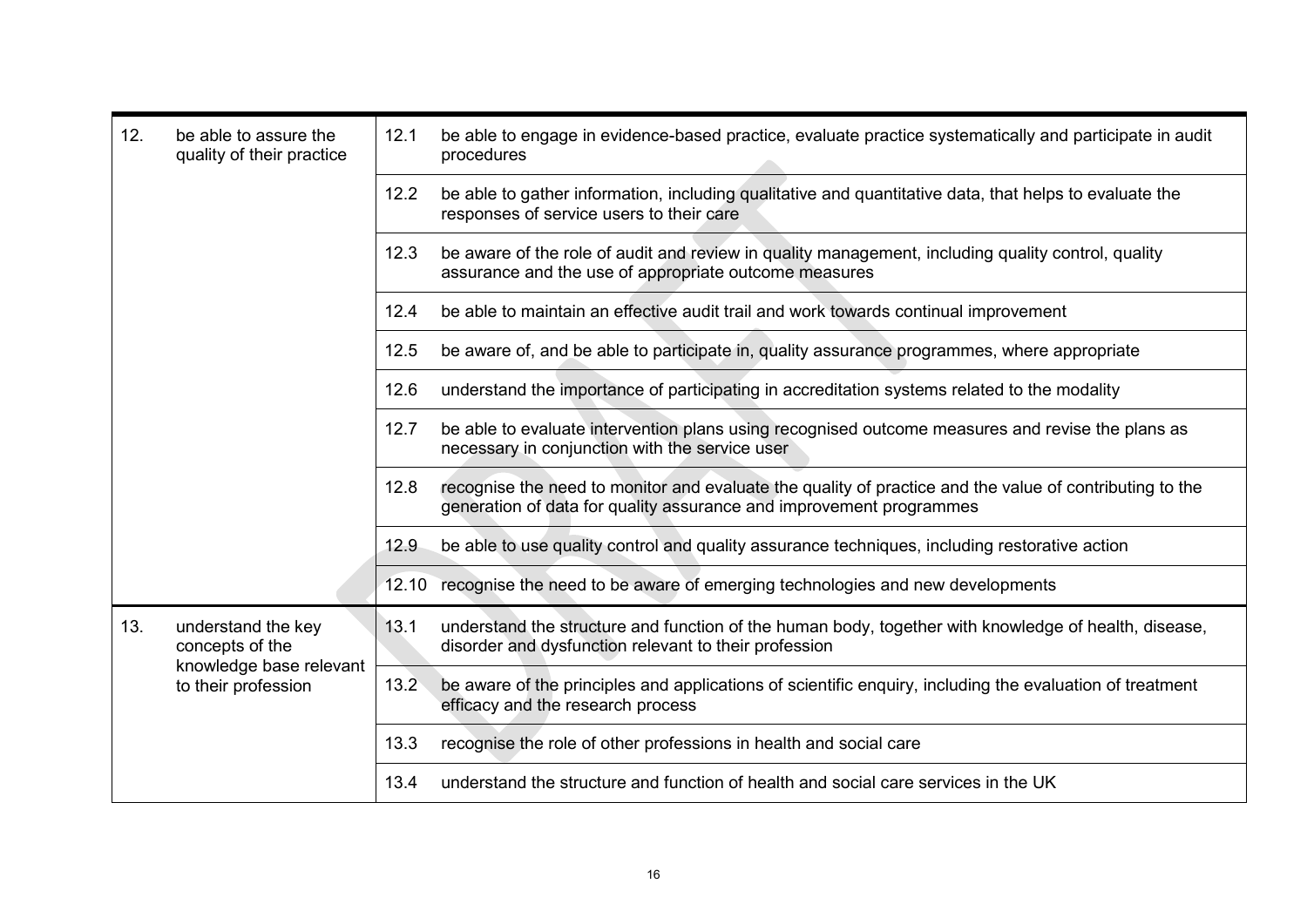| | | | |
|---|---|---|---|
| 12. | be able to assure the quality of their practice | 12.1 | be able to engage in evidence-based practice, evaluate practice systematically and participate in audit procedures |
| | | 12.2 | be able to gather information, including qualitative and quantitative data, that helps to evaluate the responses of service users to their care |
| | | 12.3 | be aware of the role of audit and review in quality management, including quality control, quality assurance and the use of appropriate outcome measures |
| | | 12.4 | be able to maintain an effective audit trail and work towards continual improvement |
| | | 12.5 | be aware of, and be able to participate in, quality assurance programmes, where appropriate |
| | | 12.6 | understand the importance of participating in accreditation systems related to the modality |
| | | 12.7 | be able to evaluate intervention plans using recognised outcome measures and revise the plans as necessary in conjunction with the service user |
| | | 12.8 | recognise the need to monitor and evaluate the quality of practice and the value of contributing to the generation of data for quality assurance and improvement programmes |
| | | 12.9 | be able to use quality control and quality assurance techniques, including restorative action |
| | | 12.10 | recognise the need to be aware of emerging technologies and new developments |
| 13. | understand the key concepts of the knowledge base relevant to their profession | 13.1 | understand the structure and function of the human body, together with knowledge of health, disease, disorder and dysfunction relevant to their profession |
| | | 13.2 | be aware of the principles and applications of scientific enquiry, including the evaluation of treatment efficacy and the research process |
| | | 13.3 | recognise the role of other professions in health and social care |
| | | 13.4 | understand the structure and function of health and social care services in the UK |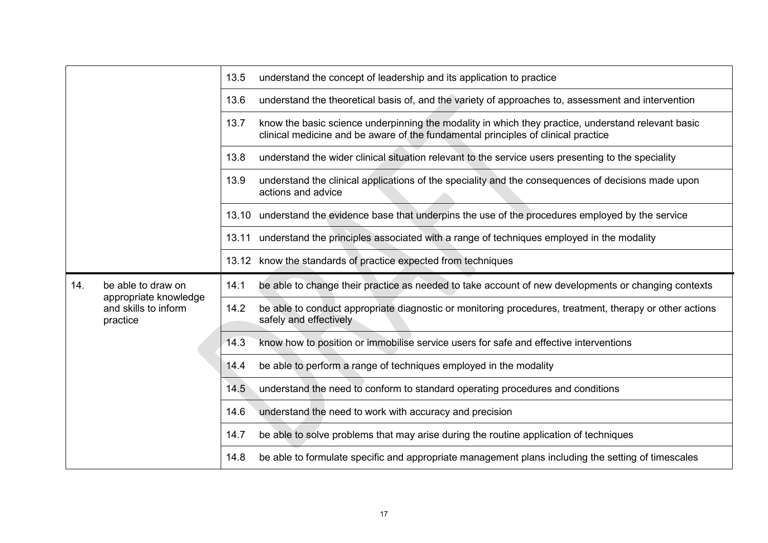| | |
|---|---|
| | 13.5 understand the concept of leadership and its application to practice |
| | 13.6 understand the theoretical basis of, and the variety of approaches to, assessment and intervention |
| | 13.7 know the basic science underpinning the modality in which they practice, understand relevant basic clinical medicine and be aware of the fundamental principles of clinical practice |
| | 13.8 understand the wider clinical situation relevant to the service users presenting to the speciality |
| | 13.9 understand the clinical applications of the speciality and the consequences of decisions made upon actions and advice |
| | 13.10 understand the evidence base that underpins the use of the procedures employed by the service |
| | 13.11 understand the principles associated with a range of techniques employed in the modality |
| | 13.12 know the standards of practice expected from techniques |
| 14. be able to draw on appropriate knowledge and skills to inform practice | 14.1 be able to change their practice as needed to take account of new developments or changing contexts |
| | 14.2 be able to conduct appropriate diagnostic or monitoring procedures, treatment, therapy or other actions safely and effectively |
| | 14.3 know how to position or immobilise service users for safe and effective interventions |
| | 14.4 be able to perform a range of techniques employed in the modality |
| | 14.5 understand the need to conform to standard operating procedures and conditions |
| | 14.6 understand the need to work with accuracy and precision |
| | 14.7 be able to solve problems that may arise during the routine application of techniques |
| | 14.8 be able to formulate specific and appropriate management plans including the setting of timescales |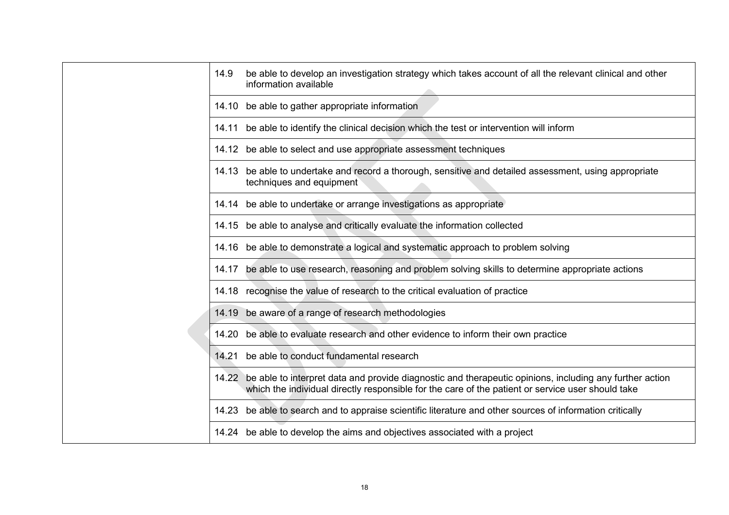| | |
|---|---|
| | 14.9 be able to develop an investigation strategy which takes account of all the relevant clinical and other information available |
| | 14.10 be able to gather appropriate information |
| | 14.11 be able to identify the clinical decision which the test or intervention will inform |
| | 14.12 be able to select and use appropriate assessment techniques |
| | 14.13 be able to undertake and record a thorough, sensitive and detailed assessment, using appropriate techniques and equipment |
| | 14.14 be able to undertake or arrange investigations as appropriate |
| | 14.15 be able to analyse and critically evaluate the information collected |
| | 14.16 be able to demonstrate a logical and systematic approach to problem solving |
| | 14.17 be able to use research, reasoning and problem solving skills to determine appropriate actions |
| | 14.18 recognise the value of research to the critical evaluation of practice |
| | 14.19 be aware of a range of research methodologies |
| | 14.20 be able to evaluate research and other evidence to inform their own practice |
| | 14.21 be able to conduct fundamental research |
| | 14.22 be able to interpret data and provide diagnostic and therapeutic opinions, including any further action which the individual directly responsible for the care of the patient or service user should take |
| | 14.23 be able to search and to appraise scientific literature and other sources of information critically |
| | 14.24 be able to develop the aims and objectives associated with a project |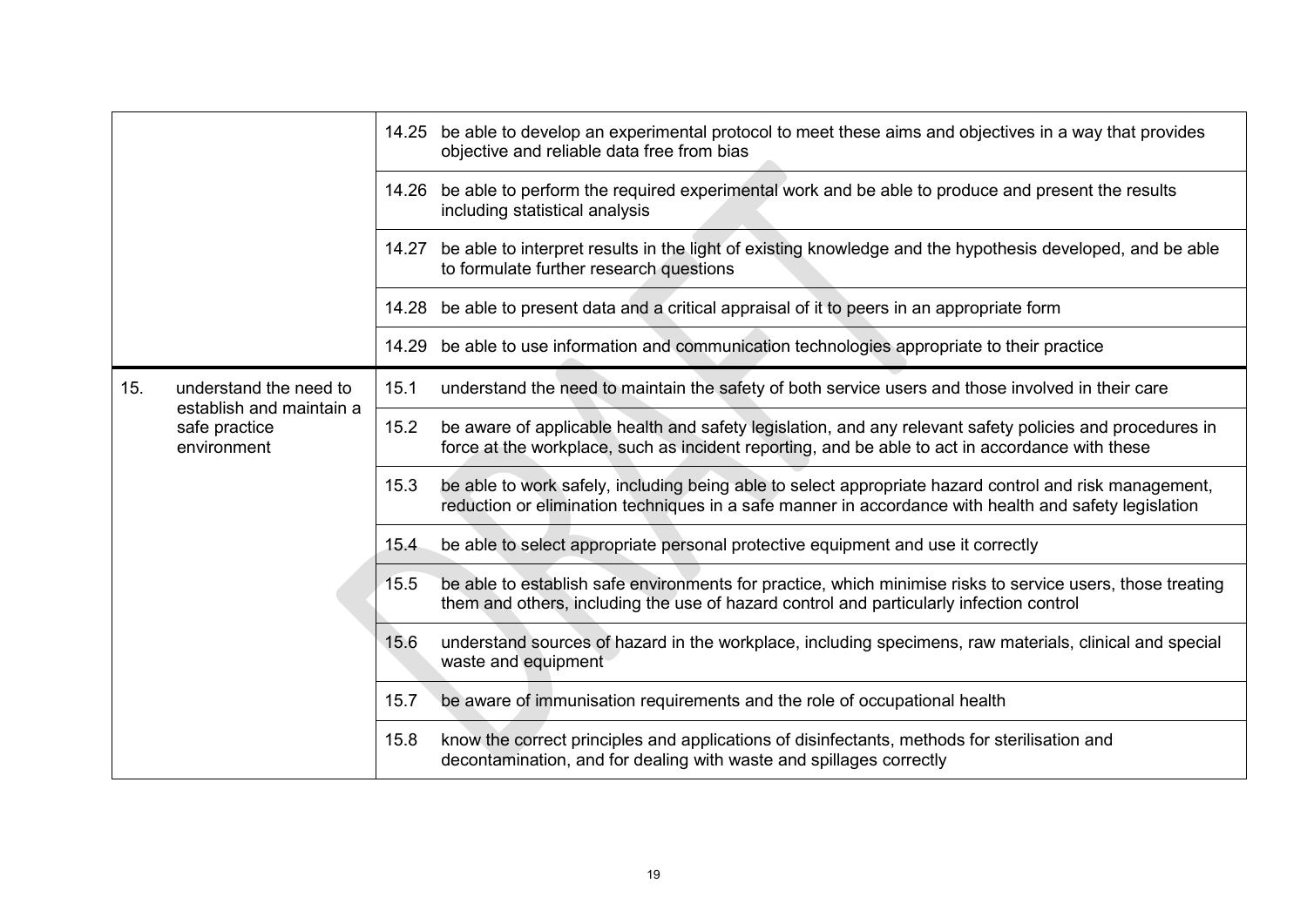| | |
|---|---|
| | 14.25 be able to develop an experimental protocol to meet these aims and objectives in a way that provides objective and reliable data free from bias |
| | 14.26 be able to perform the required experimental work and be able to produce and present the results including statistical analysis |
| | 14.27 be able to interpret results in the light of existing knowledge and the hypothesis developed, and be able to formulate further research questions |
| | 14.28 be able to present data and a critical appraisal of it to peers in an appropriate form |
| | 14.29 be able to use information and communication technologies appropriate to their practice |
| 15. understand the need to establish and maintain a safe practice environment | 15.1 understand the need to maintain the safety of both service users and those involved in their care |
| | 15.2 be aware of applicable health and safety legislation, and any relevant safety policies and procedures in force at the workplace, such as incident reporting, and be able to act in accordance with these |
| | 15.3 be able to work safely, including being able to select appropriate hazard control and risk management, reduction or elimination techniques in a safe manner in accordance with health and safety legislation |
| | 15.4 be able to select appropriate personal protective equipment and use it correctly |
| | 15.5 be able to establish safe environments for practice, which minimise risks to service users, those treating them and others, including the use of hazard control and particularly infection control |
| | 15.6 understand sources of hazard in the workplace, including specimens, raw materials, clinical and special waste and equipment |
| | 15.7 be aware of immunisation requirements and the role of occupational health |
| | 15.8 know the correct principles and applications of disinfectants, methods for sterilisation and decontamination, and for dealing with waste and spillages correctly |